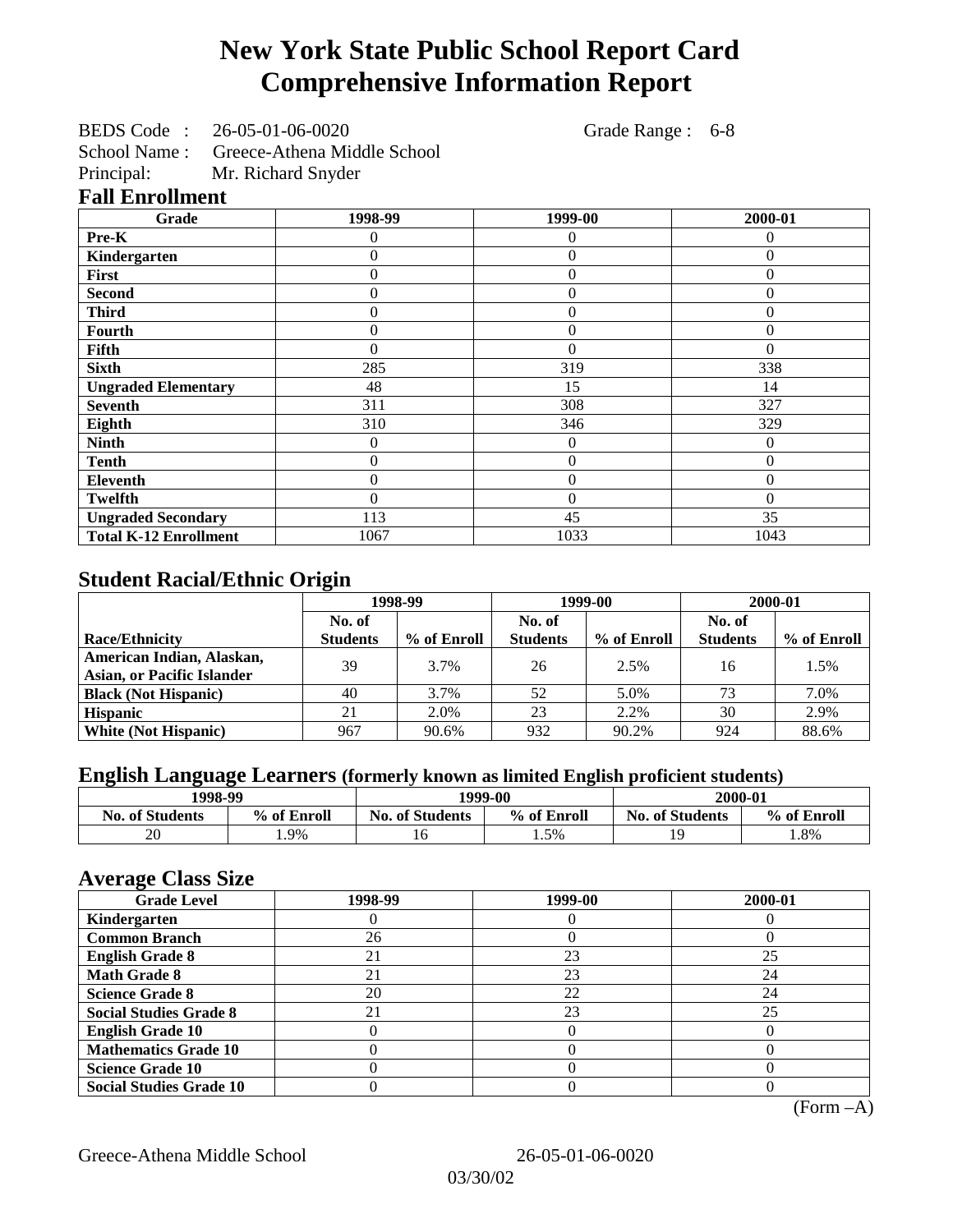# New York State Public School Report Card
# Comprehensive Information Report

BEDS Code : 26-05-01-06-0020 Grade Range : 6-8
School Name : Greece-Athena Middle School
Principal: Mr. Richard Snyder

## Fall Enrollment

| Grade | 1998-99 | 1999-00 | 2000-01 |
|---|---|---|---|
| Pre-K | 0 | 0 | 0 |
| Kindergarten | 0 | 0 | 0 |
| First | 0 | 0 | 0 |
| Second | 0 | 0 | 0 |
| Third | 0 | 0 | 0 |
| Fourth | 0 | 0 | 0 |
| Fifth | 0 | 0 | 0 |
| Sixth | 285 | 319 | 338 |
| Ungraded Elementary | 48 | 15 | 14 |
| Seventh | 311 | 308 | 327 |
| Eighth | 310 | 346 | 329 |
| Ninth | 0 | 0 | 0 |
| Tenth | 0 | 0 | 0 |
| Eleventh | 0 | 0 | 0 |
| Twelfth | 0 | 0 | 0 |
| Ungraded Secondary | 113 | 45 | 35 |
| Total K-12 Enrollment | 1067 | 1033 | 1043 |

## Student Racial/Ethnic Origin

| | 1998-99 | | 1999-00 | | 2000-01 | |
|---|---|---|---|---|---|---|
| Race/Ethnicity | No. of Students | % of Enroll | No. of Students | % of Enroll | No. of Students | % of Enroll |
| American Indian, Alaskan, Asian, or Pacific Islander | 39 | 3.7% | 26 | 2.5% | 16 | 1.5% |
| Black (Not Hispanic) | 40 | 3.7% | 52 | 5.0% | 73 | 7.0% |
| Hispanic | 21 | 2.0% | 23 | 2.2% | 30 | 2.9% |
| White (Not Hispanic) | 967 | 90.6% | 932 | 90.2% | 924 | 88.6% |

## English Language Learners (formerly known as limited English proficient students)

| 1998-99 | | 1999-00 | | 2000-01 | |
|---|---|---|---|---|---|
| No. of Students | % of Enroll | No. of Students | % of Enroll | No. of Students | % of Enroll |
| 20 | 1.9% | 16 | 1.5% | 19 | 1.8% |

## Average Class Size

| Grade Level | 1998-99 | 1999-00 | 2000-01 |
|---|---|---|---|
| Kindergarten | 0 | 0 | 0 |
| Common Branch | 26 | 0 | 0 |
| English Grade 8 | 21 | 23 | 25 |
| Math Grade 8 | 21 | 23 | 24 |
| Science Grade 8 | 20 | 22 | 24 |
| Social Studies Grade 8 | 21 | 23 | 25 |
| English Grade 10 | 0 | 0 | 0 |
| Mathematics Grade 10 | 0 | 0 | 0 |
| Science Grade 10 | 0 | 0 | 0 |
| Social Studies Grade 10 | 0 | 0 | 0 |

(Form –A)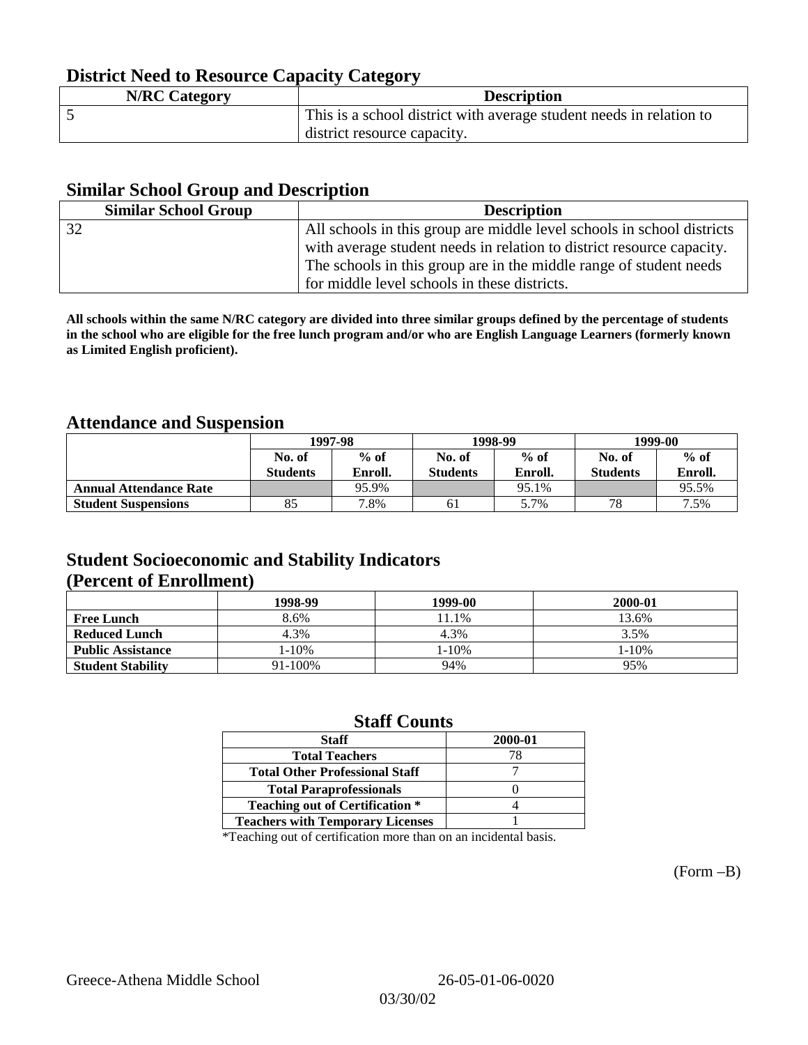## District Need to Resource Capacity Category

| N/RC Category | Description |
|---|---|
| 5 | This is a school district with average student needs in relation to district resource capacity. |

## Similar School Group and Description

| Similar School Group | Description |
|---|---|
| 32 | All schools in this group are middle level schools in school districts with average student needs in relation to district resource capacity. The schools in this group are in the middle range of student needs for middle level schools in these districts. |

**All schools within the same N/RC category are divided into three similar groups defined by the percentage of students in the school who are eligible for the free lunch program and/or who are English Language Learners (formerly known as Limited English proficient).**

## Attendance and Suspension

| | 1997-98 | | 1998-99 | | 1999-00 | |
|---|---|---|---|---|---|---|
| | No. of Students | % of Enroll. | No. of Students | % of Enroll. | No. of Students | % of Enroll. |
| **Annual Attendance Rate** | | 95.9% | | 95.1% | | 95.5% |
| **Student Suspensions** | 85 | 7.8% | 61 | 5.7% | 78 | 7.5% |

## Student Socioeconomic and Stability Indicators (Percent of Enrollment)

| | 1998-99 | 1999-00 | 2000-01 |
|---|---|---|---|
| **Free Lunch** | 8.6% | 11.1% | 13.6% |
| **Reduced Lunch** | 4.3% | 4.3% | 3.5% |
| **Public Assistance** | 1-10% | 1-10% | 1-10% |
| **Student Stability** | 91-100% | 94% | 95% |

## Staff Counts

| Staff | 2000-01 |
|---|---|
| Total Teachers | 78 |
| Total Other Professional Staff | 7 |
| Total Paraprofessionals | 0 |
| Teaching out of Certification * | 4 |
| Teachers with Temporary Licenses | 1 |

*Teaching out of certification more than on an incidental basis.

(Form –B)

Greece-Athena Middle School 26-05-01-06-0020

03/30/02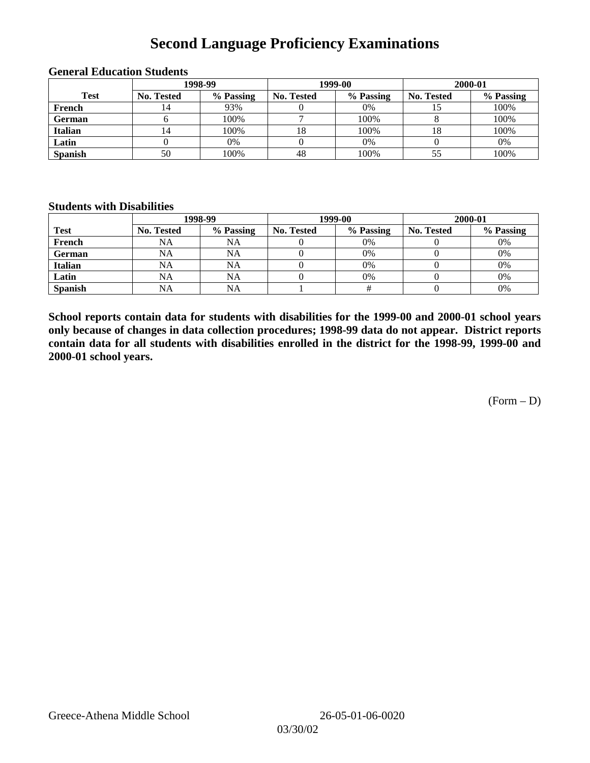# Second Language Proficiency Examinations

### General Education Students

| Test | 1998-99 | | 1999-00 | | 2000-01 | |
|---|---|---|---|---|---|---|
| | No. Tested | % Passing | No. Tested | % Passing | No. Tested | % Passing |
| French | 14 | 93% | 0 | 0% | 15 | 100% |
| German | 6 | 100% | 7 | 100% | 8 | 100% |
| Italian | 14 | 100% | 18 | 100% | 18 | 100% |
| Latin | 0 | 0% | 0 | 0% | 0 | 0% |
| Spanish | 50 | 100% | 48 | 100% | 55 | 100% |

### Students with Disabilities

| Test | 1998-99 | | 1999-00 | | 2000-01 | |
|---|---|---|---|---|---|---|
| | No. Tested | % Passing | No. Tested | % Passing | No. Tested | % Passing |
| French | NA | NA | 0 | 0% | 0 | 0% |
| German | NA | NA | 0 | 0% | 0 | 0% |
| Italian | NA | NA | 0 | 0% | 0 | 0% |
| Latin | NA | NA | 0 | 0% | 0 | 0% |
| Spanish | NA | NA | 1 | # | 0 | 0% |

**School reports contain data for students with disabilities for the 1999-00 and 2000-01 school years only because of changes in data collection procedures; 1998-99 data do not appear. District reports contain data for all students with disabilities enrolled in the district for the 1998-99, 1999-00 and 2000-01 school years.**

(Form – D)

Greece-Athena Middle School 26-05-01-06-0020

03/30/02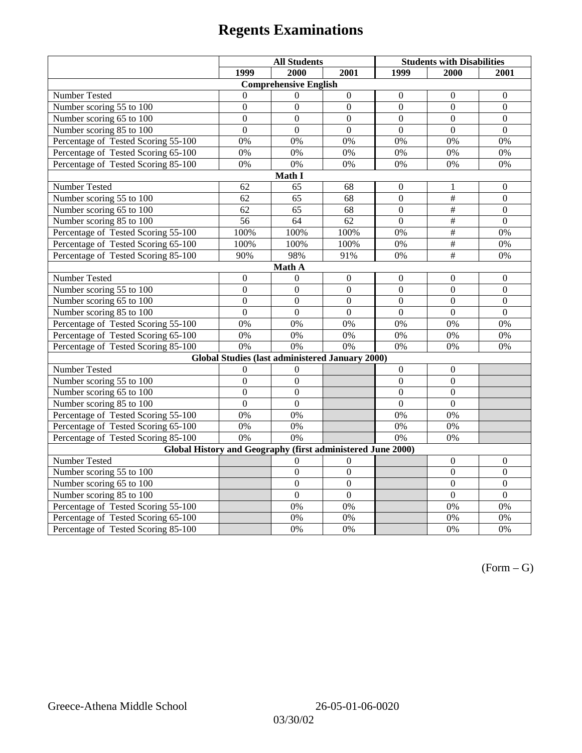# Regents Examinations

| | All Students | | | Students with Disabilities | | |
|---|---|---|---|---|---|---|
| | 1999 | 2000 | 2001 | 1999 | 2000 | 2001 |
| **Comprehensive English** | | | | | | |
| Number Tested | 0 | 0 | 0 | 0 | 0 | 0 |
| Number scoring 55 to 100 | 0 | 0 | 0 | 0 | 0 | 0 |
| Number scoring 65 to 100 | 0 | 0 | 0 | 0 | 0 | 0 |
| Number scoring 85 to 100 | 0 | 0 | 0 | 0 | 0 | 0 |
| Percentage of Tested Scoring 55-100 | 0% | 0% | 0% | 0% | 0% | 0% |
| Percentage of Tested Scoring 65-100 | 0% | 0% | 0% | 0% | 0% | 0% |
| Percentage of Tested Scoring 85-100 | 0% | 0% | 0% | 0% | 0% | 0% |
| **Math I** | | | | | | |
| Number Tested | 62 | 65 | 68 | 0 | 1 | 0 |
| Number scoring 55 to 100 | 62 | 65 | 68 | 0 | # | 0 |
| Number scoring 65 to 100 | 62 | 65 | 68 | 0 | # | 0 |
| Number scoring 85 to 100 | 56 | 64 | 62 | 0 | # | 0 |
| Percentage of Tested Scoring 55-100 | 100% | 100% | 100% | 0% | # | 0% |
| Percentage of Tested Scoring 65-100 | 100% | 100% | 100% | 0% | # | 0% |
| Percentage of Tested Scoring 85-100 | 90% | 98% | 91% | 0% | # | 0% |
| **Math A** | | | | | | |
| Number Tested | 0 | 0 | 0 | 0 | 0 | 0 |
| Number scoring 55 to 100 | 0 | 0 | 0 | 0 | 0 | 0 |
| Number scoring 65 to 100 | 0 | 0 | 0 | 0 | 0 | 0 |
| Number scoring 85 to 100 | 0 | 0 | 0 | 0 | 0 | 0 |
| Percentage of Tested Scoring 55-100 | 0% | 0% | 0% | 0% | 0% | 0% |
| Percentage of Tested Scoring 65-100 | 0% | 0% | 0% | 0% | 0% | 0% |
| Percentage of Tested Scoring 85-100 | 0% | 0% | 0% | 0% | 0% | 0% |
| **Global Studies (last administered January 2000)** | | | | | | |
| Number Tested | 0 | 0 | | 0 | 0 | |
| Number scoring 55 to 100 | 0 | 0 | | 0 | 0 | |
| Number scoring 65 to 100 | 0 | 0 | | 0 | 0 | |
| Number scoring 85 to 100 | 0 | 0 | | 0 | 0 | |
| Percentage of Tested Scoring 55-100 | 0% | 0% | | 0% | 0% | |
| Percentage of Tested Scoring 65-100 | 0% | 0% | | 0% | 0% | |
| Percentage of Tested Scoring 85-100 | 0% | 0% | | 0% | 0% | |
| **Global History and Geography (first administered June 2000)** | | | | | | |
| Number Tested | | 0 | 0 | | 0 | 0 |
| Number scoring 55 to 100 | | 0 | 0 | | 0 | 0 |
| Number scoring 65 to 100 | | 0 | 0 | | 0 | 0 |
| Number scoring 85 to 100 | | 0 | 0 | | 0 | 0 |
| Percentage of Tested Scoring 55-100 | | 0% | 0% | | 0% | 0% |
| Percentage of Tested Scoring 65-100 | | 0% | 0% | | 0% | 0% |
| Percentage of Tested Scoring 85-100 | | 0% | 0% | | 0% | 0% |

(Form – G)

Greece-Athena Middle School 26-05-01-06-0020

03/30/02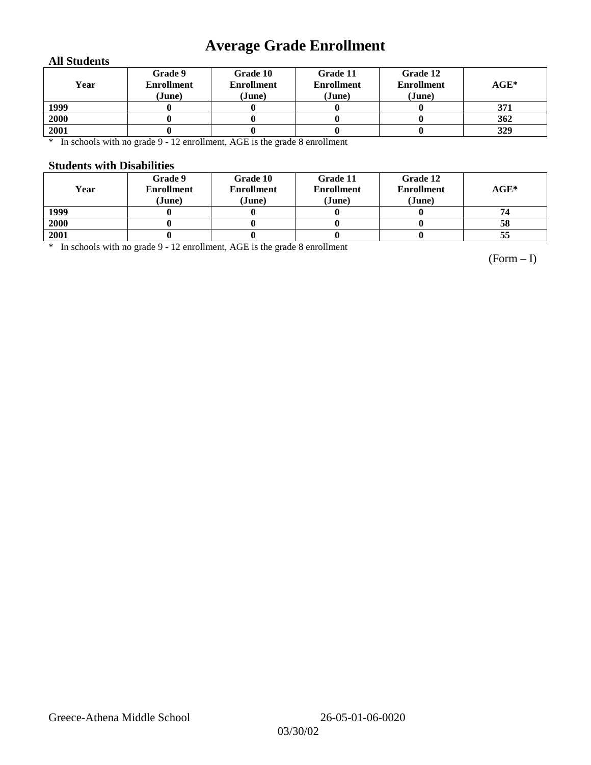# Average Grade Enrollment

### All Students

| Year | Grade 9 Enrollment (June) | Grade 10 Enrollment (June) | Grade 11 Enrollment (June) | Grade 12 Enrollment (June) | AGE* |
|---|---|---|---|---|---|
| 1999 | 0 | 0 | 0 | 0 | 371 |
| 2000 | 0 | 0 | 0 | 0 | 362 |
| 2001 | 0 | 0 | 0 | 0 | 329 |

* In schools with no grade 9 - 12 enrollment, AGE is the grade 8 enrollment

### Students with Disabilities

| Year | Grade 9 Enrollment (June) | Grade 10 Enrollment (June) | Grade 11 Enrollment (June) | Grade 12 Enrollment (June) | AGE* |
|---|---|---|---|---|---|
| 1999 | 0 | 0 | 0 | 0 | 74 |
| 2000 | 0 | 0 | 0 | 0 | 58 |
| 2001 | 0 | 0 | 0 | 0 | 55 |

* In schools with no grade 9 - 12 enrollment, AGE is the grade 8 enrollment

(Form – I)

Greece-Athena Middle School 26-05-01-06-0020

03/30/02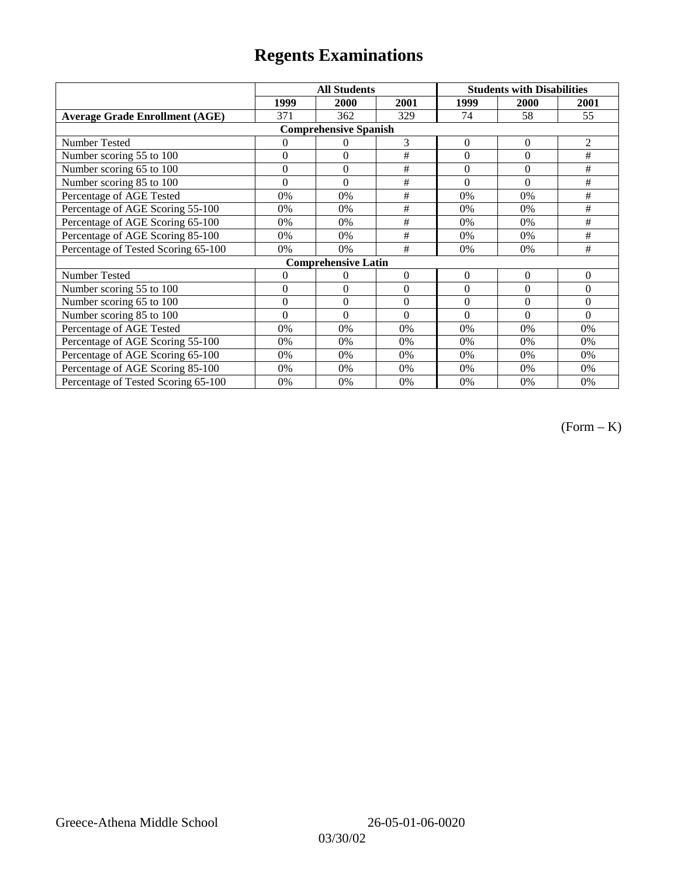# Regents Examinations

| | All Students | | | Students with Disabilities | | |
|---|---|---|---|---|---|---|
| | 1999 | 2000 | 2001 | 1999 | 2000 | 2001 |
| **Average Grade Enrollment (AGE)** | 371 | 362 | 329 | 74 | 58 | 55 |
| **Comprehensive Spanish** | | | | | | |
| Number Tested | 0 | 0 | 3 | 0 | 0 | 2 |
| Number scoring 55 to 100 | 0 | 0 | # | 0 | 0 | # |
| Number scoring 65 to 100 | 0 | 0 | # | 0 | 0 | # |
| Number scoring 85 to 100 | 0 | 0 | # | 0 | 0 | # |
| Percentage of AGE Tested | 0% | 0% | # | 0% | 0% | # |
| Percentage of AGE Scoring 55-100 | 0% | 0% | # | 0% | 0% | # |
| Percentage of AGE Scoring 65-100 | 0% | 0% | # | 0% | 0% | # |
| Percentage of AGE Scoring 85-100 | 0% | 0% | # | 0% | 0% | # |
| Percentage of Tested Scoring 65-100 | 0% | 0% | # | 0% | 0% | # |
| **Comprehensive Latin** | | | | | | |
| Number Tested | 0 | 0 | 0 | 0 | 0 | 0 |
| Number scoring 55 to 100 | 0 | 0 | 0 | 0 | 0 | 0 |
| Number scoring 65 to 100 | 0 | 0 | 0 | 0 | 0 | 0 |
| Number scoring 85 to 100 | 0 | 0 | 0 | 0 | 0 | 0 |
| Percentage of AGE Tested | 0% | 0% | 0% | 0% | 0% | 0% |
| Percentage of AGE Scoring 55-100 | 0% | 0% | 0% | 0% | 0% | 0% |
| Percentage of AGE Scoring 65-100 | 0% | 0% | 0% | 0% | 0% | 0% |
| Percentage of AGE Scoring 85-100 | 0% | 0% | 0% | 0% | 0% | 0% |
| Percentage of Tested Scoring 65-100 | 0% | 0% | 0% | 0% | 0% | 0% |

(Form – K)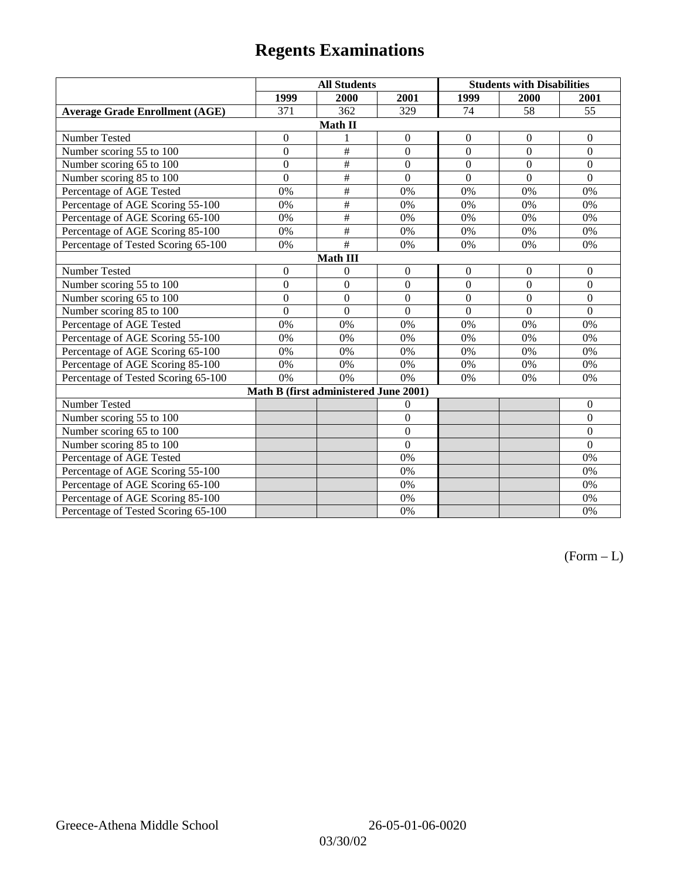# Regents Examinations

| | All Students | | | Students with Disabilities | | |
|---|---|---|---|---|---|---|
| | 1999 | 2000 | 2001 | 1999 | 2000 | 2001 |
| **Average Grade Enrollment (AGE)** | 371 | 362 | 329 | 74 | 58 | 55 |
| **Math II** | | | | | | |
| Number Tested | 0 | 1 | 0 | 0 | 0 | 0 |
| Number scoring 55 to 100 | 0 | # | 0 | 0 | 0 | 0 |
| Number scoring 65 to 100 | 0 | # | 0 | 0 | 0 | 0 |
| Number scoring 85 to 100 | 0 | # | 0 | 0 | 0 | 0 |
| Percentage of AGE Tested | 0% | # | 0% | 0% | 0% | 0% |
| Percentage of AGE Scoring 55-100 | 0% | # | 0% | 0% | 0% | 0% |
| Percentage of AGE Scoring 65-100 | 0% | # | 0% | 0% | 0% | 0% |
| Percentage of AGE Scoring 85-100 | 0% | # | 0% | 0% | 0% | 0% |
| Percentage of Tested Scoring 65-100 | 0% | # | 0% | 0% | 0% | 0% |
| **Math III** | | | | | | |
| Number Tested | 0 | 0 | 0 | 0 | 0 | 0 |
| Number scoring 55 to 100 | 0 | 0 | 0 | 0 | 0 | 0 |
| Number scoring 65 to 100 | 0 | 0 | 0 | 0 | 0 | 0 |
| Number scoring 85 to 100 | 0 | 0 | 0 | 0 | 0 | 0 |
| Percentage of AGE Tested | 0% | 0% | 0% | 0% | 0% | 0% |
| Percentage of AGE Scoring 55-100 | 0% | 0% | 0% | 0% | 0% | 0% |
| Percentage of AGE Scoring 65-100 | 0% | 0% | 0% | 0% | 0% | 0% |
| Percentage of AGE Scoring 85-100 | 0% | 0% | 0% | 0% | 0% | 0% |
| Percentage of Tested Scoring 65-100 | 0% | 0% | 0% | 0% | 0% | 0% |
| **Math B (first administered June 2001)** | | | | | | |
| Number Tested | | | 0 | | | 0 |
| Number scoring 55 to 100 | | | 0 | | | 0 |
| Number scoring 65 to 100 | | | 0 | | | 0 |
| Number scoring 85 to 100 | | | 0 | | | 0 |
| Percentage of AGE Tested | | | 0% | | | 0% |
| Percentage of AGE Scoring 55-100 | | | 0% | | | 0% |
| Percentage of AGE Scoring 65-100 | | | 0% | | | 0% |
| Percentage of AGE Scoring 85-100 | | | 0% | | | 0% |
| Percentage of Tested Scoring 65-100 | | | 0% | | | 0% |

(Form – L)

Greece-Athena Middle School 26-05-01-06-0020

03/30/02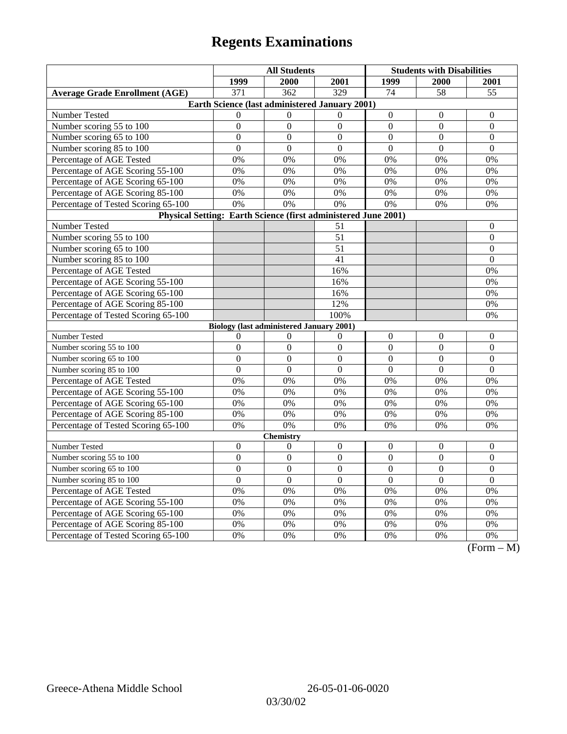# Regents Examinations

| | All Students | | | Students with Disabilities | | |
|---|---|---|---|---|---|---|
| | 1999 | 2000 | 2001 | 1999 | 2000 | 2001 |
| **Average Grade Enrollment (AGE)** | 371 | 362 | 329 | 74 | 58 | 55 |
| **Earth Science (last administered January 2001)** | | | | | | |
| Number Tested | 0 | 0 | 0 | 0 | 0 | 0 |
| Number scoring 55 to 100 | 0 | 0 | 0 | 0 | 0 | 0 |
| Number scoring 65 to 100 | 0 | 0 | 0 | 0 | 0 | 0 |
| Number scoring 85 to 100 | 0 | 0 | 0 | 0 | 0 | 0 |
| Percentage of AGE Tested | 0% | 0% | 0% | 0% | 0% | 0% |
| Percentage of AGE Scoring 55-100 | 0% | 0% | 0% | 0% | 0% | 0% |
| Percentage of AGE Scoring 65-100 | 0% | 0% | 0% | 0% | 0% | 0% |
| Percentage of AGE Scoring 85-100 | 0% | 0% | 0% | 0% | 0% | 0% |
| Percentage of Tested Scoring 65-100 | 0% | 0% | 0% | 0% | 0% | 0% |
| **Physical Setting: Earth Science (first administered June 2001)** | | | | | | |
| Number Tested | | | 51 | | | 0 |
| Number scoring 55 to 100 | | | 51 | | | 0 |
| Number scoring 65 to 100 | | | 51 | | | 0 |
| Number scoring 85 to 100 | | | 41 | | | 0 |
| Percentage of AGE Tested | | | 16% | | | 0% |
| Percentage of AGE Scoring 55-100 | | | 16% | | | 0% |
| Percentage of AGE Scoring 65-100 | | | 16% | | | 0% |
| Percentage of AGE Scoring 85-100 | | | 12% | | | 0% |
| Percentage of Tested Scoring 65-100 | | | 100% | | | 0% |
| **Biology (last administered January 2001)** | | | | | | |
| Number Tested | 0 | 0 | 0 | 0 | 0 | 0 |
| Number scoring 55 to 100 | 0 | 0 | 0 | 0 | 0 | 0 |
| Number scoring 65 to 100 | 0 | 0 | 0 | 0 | 0 | 0 |
| Number scoring 85 to 100 | 0 | 0 | 0 | 0 | 0 | 0 |
| Percentage of AGE Tested | 0% | 0% | 0% | 0% | 0% | 0% |
| Percentage of AGE Scoring 55-100 | 0% | 0% | 0% | 0% | 0% | 0% |
| Percentage of AGE Scoring 65-100 | 0% | 0% | 0% | 0% | 0% | 0% |
| Percentage of AGE Scoring 85-100 | 0% | 0% | 0% | 0% | 0% | 0% |
| Percentage of Tested Scoring 65-100 | 0% | 0% | 0% | 0% | 0% | 0% |
| **Chemistry** | | | | | | |
| Number Tested | 0 | 0 | 0 | 0 | 0 | 0 |
| Number scoring 55 to 100 | 0 | 0 | 0 | 0 | 0 | 0 |
| Number scoring 65 to 100 | 0 | 0 | 0 | 0 | 0 | 0 |
| Number scoring 85 to 100 | 0 | 0 | 0 | 0 | 0 | 0 |
| Percentage of AGE Tested | 0% | 0% | 0% | 0% | 0% | 0% |
| Percentage of AGE Scoring 55-100 | 0% | 0% | 0% | 0% | 0% | 0% |
| Percentage of AGE Scoring 65-100 | 0% | 0% | 0% | 0% | 0% | 0% |
| Percentage of AGE Scoring 85-100 | 0% | 0% | 0% | 0% | 0% | 0% |
| Percentage of Tested Scoring 65-100 | 0% | 0% | 0% | 0% | 0% | 0% |

(Form – M)

Greece-Athena Middle School 26-05-01-06-0020

03/30/02